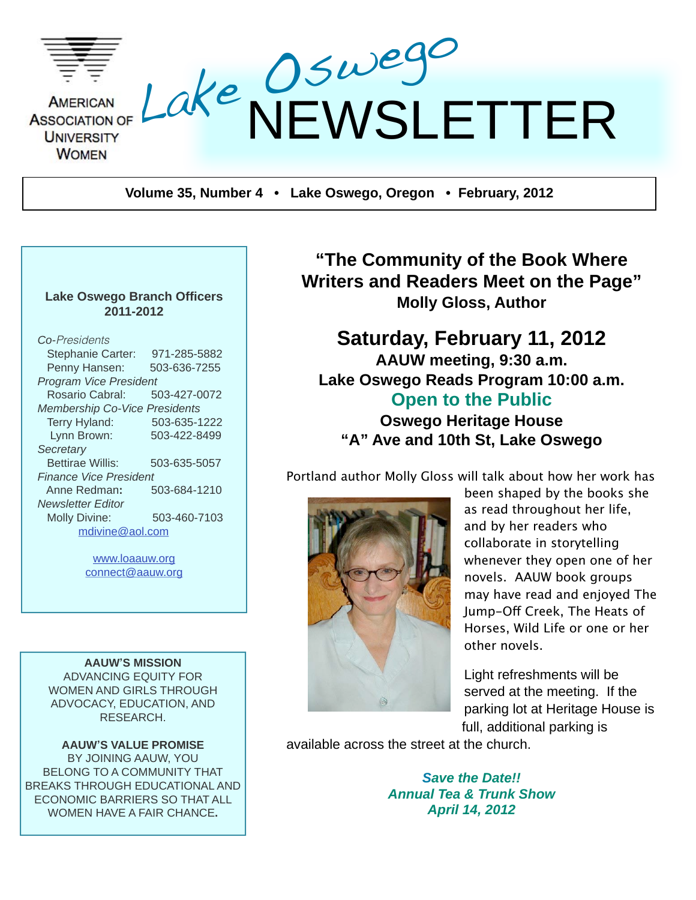# Lake Oswego NEWSLETTER

American Association of University Women

**Volume 35, Number 4 • Lake Oswego, Oregon • February, 2012**

**Lake Oswego Branch Officers 2011-2012**

*Co-Presidents*
Stephanie Carter: 971-285-5882
Penny Hansen: 503-636-7255
*Program Vice President*
Rosario Cabral: 503-427-0072
*Membership Co-Vice Presidents*
Terry Hyland: 503-635-1222
Lynn Brown: 503-422-8499
*Secretary*
Bettirae Willis: 503-635-5057
*Finance Vice President*
Anne Redman: 503-684-1210
*Newsletter Editor*
Molly Divine: 503-460-7103
mdivine@aol.com

www.loaauw.org
connect@aauw.org

**AAUW'S MISSION**
ADVANCING EQUITY FOR WOMEN AND GIRLS THROUGH ADVOCACY, EDUCATION, AND RESEARCH.

**AAUW'S VALUE PROMISE**
BY JOINING AAUW, YOU BELONG TO A COMMUNITY THAT BREAKS THROUGH EDUCATIONAL AND ECONOMIC BARRIERS SO THAT ALL WOMEN HAVE A FAIR CHANCE.

## "The Community of the Book Where Writers and Readers Meet on the Page"

**Molly Gloss, Author**

## Saturday, February 11, 2012

**AAUW meeting, 9:30 a.m.**
**Lake Oswego Reads Program 10:00 a.m.**
**Open to the Public**
**Oswego Heritage House**
**"A" Ave and 10th St, Lake Oswego**

Portland author Molly Gloss will talk about how her work has been shaped by the books she as read throughout her life, and by her readers who collaborate in storytelling whenever they open one of her novels. AAUW book groups may have read and enjoyed The Jump-Off Creek, The Heats of Horses, Wild Life or one or her other novels.

Light refreshments will be served at the meeting. If the parking lot at Heritage House is full, additional parking is available across the street at the church.

***Save the Date!!***
***Annual Tea & Trunk Show***
***April 14, 2012***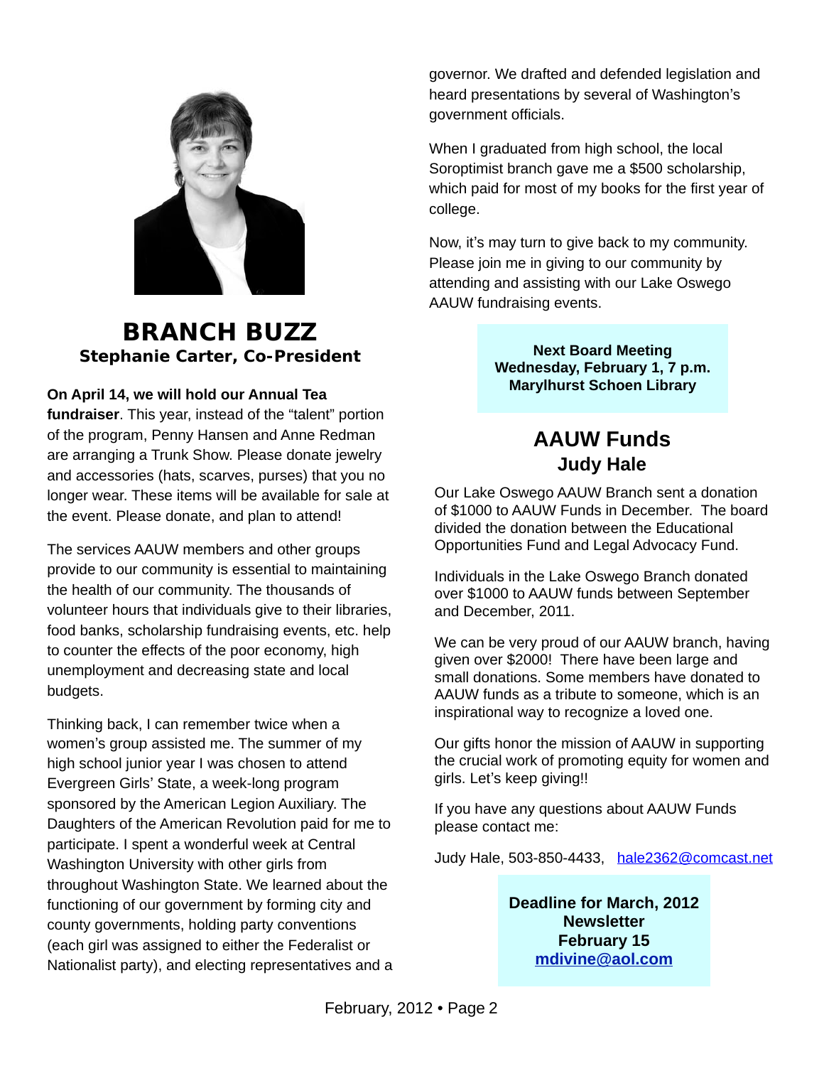## BRANCH BUZZ

### Stephanie Carter, Co-President

**On April 14, we will hold our Annual Tea fundraiser**. This year, instead of the "talent" portion of the program, Penny Hansen and Anne Redman are arranging a Trunk Show. Please donate jewelry and accessories (hats, scarves, purses) that you no longer wear. These items will be available for sale at the event. Please donate, and plan to attend!

The services AAUW members and other groups provide to our community is essential to maintaining the health of our community. The thousands of volunteer hours that individuals give to their libraries, food banks, scholarship fundraising events, etc. help to counter the effects of the poor economy, high unemployment and decreasing state and local budgets.

Thinking back, I can remember twice when a women's group assisted me. The summer of my high school junior year I was chosen to attend Evergreen Girls' State, a week-long program sponsored by the American Legion Auxiliary. The Daughters of the American Revolution paid for me to participate. I spent a wonderful week at Central Washington University with other girls from throughout Washington State. We learned about the functioning of our government by forming city and county governments, holding party conventions (each girl was assigned to either the Federalist or Nationalist party), and electing representatives and a governor. We drafted and defended legislation and heard presentations by several of Washington's government officials.

When I graduated from high school, the local Soroptimist branch gave me a $500 scholarship, which paid for most of my books for the first year of college.

Now, it's may turn to give back to my community. Please join me in giving to our community by attending and assisting with our Lake Oswego AAUW fundraising events.

**Next Board Meeting**
**Wednesday, February 1, 7 p.m.**
**Marylhurst Schoen Library**

## AAUW Funds

### Judy Hale

Our Lake Oswego AAUW Branch sent a donation of $1000 to AAUW Funds in December. The board divided the donation between the Educational Opportunities Fund and Legal Advocacy Fund.

Individuals in the Lake Oswego Branch donated over $1000 to AAUW funds between September and December, 2011.

We can be very proud of our AAUW branch, having given over $2000! There have been large and small donations. Some members have donated to AAUW funds as a tribute to someone, which is an inspirational way to recognize a loved one.

Our gifts honor the mission of AAUW in supporting the crucial work of promoting equity for women and girls. Let's keep giving!!

If you have any questions about AAUW Funds please contact me:

Judy Hale, 503-850-4433, hale2362@comcast.net

**Deadline for March, 2012 Newsletter**
**February 15**
**mdivine@aol.com**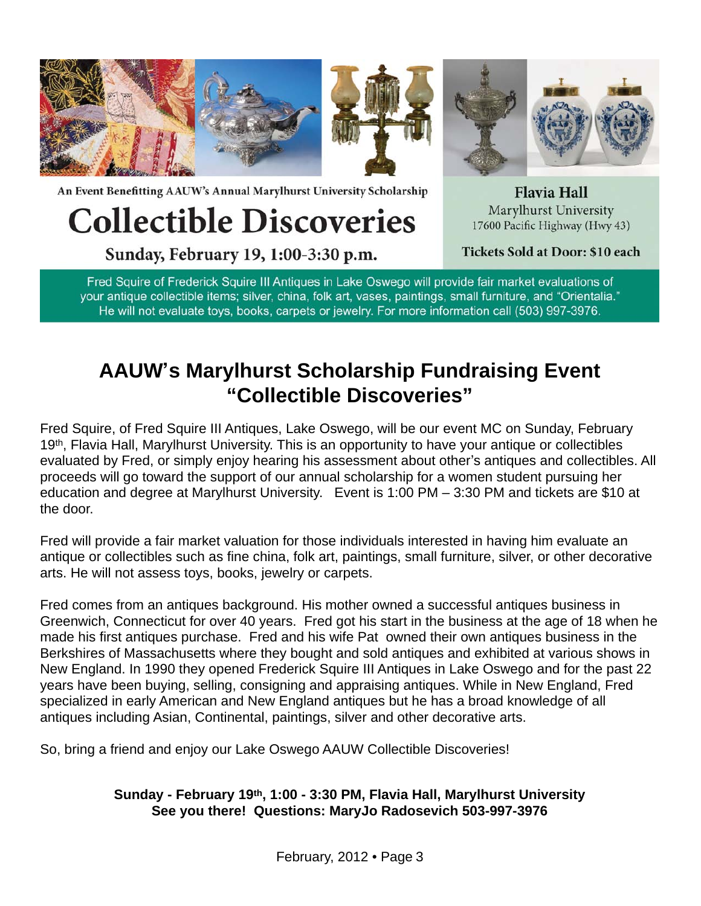An Event Benefitting AAUW's Annual Marylhurst University Scholarship

# Collectible Discoveries

**Sunday, February 19, 1:00-3:30 p.m.**

**Flavia Hall**
Marylhurst University
17600 Pacific Highway (Hwy 43)

**Tickets Sold at Door: $10 each**

Fred Squire of Frederick Squire III Antiques in Lake Oswego will provide fair market evaluations of your antique collectible items; silver, china, folk art, vases, paintings, small furniture, and "Orientalia." He will not evaluate toys, books, carpets or jewelry. For more information call (503) 997-3976.

## AAUW's Marylhurst Scholarship Fundraising Event "Collectible Discoveries"

Fred Squire, of Fred Squire III Antiques, Lake Oswego, will be our event MC on Sunday, February 19th, Flavia Hall, Marylhurst University. This is an opportunity to have your antique or collectibles evaluated by Fred, or simply enjoy hearing his assessment about other's antiques and collectibles. All proceeds will go toward the support of our annual scholarship for a women student pursuing her education and degree at Marylhurst University. Event is 1:00 PM – 3:30 PM and tickets are $10 at the door.

Fred will provide a fair market valuation for those individuals interested in having him evaluate an antique or collectibles such as fine china, folk art, paintings, small furniture, silver, or other decorative arts. He will not assess toys, books, jewelry or carpets.

Fred comes from an antiques background. His mother owned a successful antiques business in Greenwich, Connecticut for over 40 years. Fred got his start in the business at the age of 18 when he made his first antiques purchase. Fred and his wife Pat owned their own antiques business in the Berkshires of Massachusetts where they bought and sold antiques and exhibited at various shows in New England. In 1990 they opened Frederick Squire III Antiques in Lake Oswego and for the past 22 years have been buying, selling, consigning and appraising antiques. While in New England, Fred specialized in early American and New England antiques but he has a broad knowledge of all antiques including Asian, Continental, paintings, silver and other decorative arts.

So, bring a friend and enjoy our Lake Oswego AAUW Collectible Discoveries!

**Sunday - February 19th, 1:00 - 3:30 PM, Flavia Hall, Marylhurst University**
**See you there! Questions: MaryJo Radosevich 503-997-3976**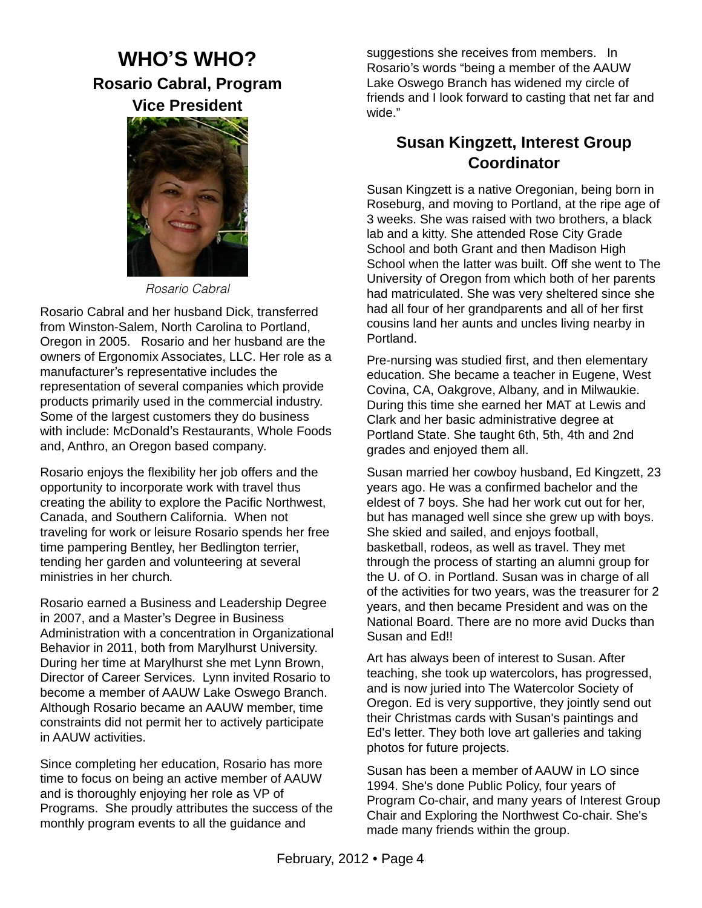# WHO'S WHO?

## Rosario Cabral, Program Vice President

*Rosario Cabral*

Rosario Cabral and her husband Dick, transferred from Winston-Salem, North Carolina to Portland, Oregon in 2005. Rosario and her husband are the owners of Ergonomix Associates, LLC. Her role as a manufacturer's representative includes the representation of several companies which provide products primarily used in the commercial industry. Some of the largest customers they do business with include: McDonald's Restaurants, Whole Foods and, Anthro, an Oregon based company.

Rosario enjoys the flexibility her job offers and the opportunity to incorporate work with travel thus creating the ability to explore the Pacific Northwest, Canada, and Southern California. When not traveling for work or leisure Rosario spends her free time pampering Bentley, her Bedlington terrier, tending her garden and volunteering at several ministries in her church.

Rosario earned a Business and Leadership Degree in 2007, and a Master's Degree in Business Administration with a concentration in Organizational Behavior in 2011, both from Marylhurst University. During her time at Marylhurst she met Lynn Brown, Director of Career Services. Lynn invited Rosario to become a member of AAUW Lake Oswego Branch. Although Rosario became an AAUW member, time constraints did not permit her to actively participate in AAUW activities.

Since completing her education, Rosario has more time to focus on being an active member of AAUW and is thoroughly enjoying her role as VP of Programs. She proudly attributes the success of the monthly program events to all the guidance and suggestions she receives from members. In Rosario's words "being a member of the AAUW Lake Oswego Branch has widened my circle of friends and I look forward to casting that net far and wide."

## Susan Kingzett, Interest Group Coordinator

Susan Kingzett is a native Oregonian, being born in Roseburg, and moving to Portland, at the ripe age of 3 weeks. She was raised with two brothers, a black lab and a kitty. She attended Rose City Grade School and both Grant and then Madison High School when the latter was built. Off she went to The University of Oregon from which both of her parents had matriculated. She was very sheltered since she had all four of her grandparents and all of her first cousins land her aunts and uncles living nearby in Portland.

Pre-nursing was studied first, and then elementary education. She became a teacher in Eugene, West Covina, CA, Oakgrove, Albany, and in Milwaukie. During this time she earned her MAT at Lewis and Clark and her basic administrative degree at Portland State. She taught 6th, 5th, 4th and 2nd grades and enjoyed them all.

Susan married her cowboy husband, Ed Kingzett, 23 years ago. He was a confirmed bachelor and the eldest of 7 boys. She had her work cut out for her, but has managed well since she grew up with boys. She skied and sailed, and enjoys football, basketball, rodeos, as well as travel. They met through the process of starting an alumni group for the U. of O. in Portland. Susan was in charge of all of the activities for two years, was the treasurer for 2 years, and then became President and was on the National Board. There are no more avid Ducks than Susan and Ed!!

Art has always been of interest to Susan. After teaching, she took up watercolors, has progressed, and is now juried into The Watercolor Society of Oregon. Ed is very supportive, they jointly send out their Christmas cards with Susan's paintings and Ed's letter. They both love art galleries and taking photos for future projects.

Susan has been a member of AAUW in LO since 1994. She's done Public Policy, four years of Program Co-chair, and many years of Interest Group Chair and Exploring the Northwest Co-chair. She's made many friends within the group.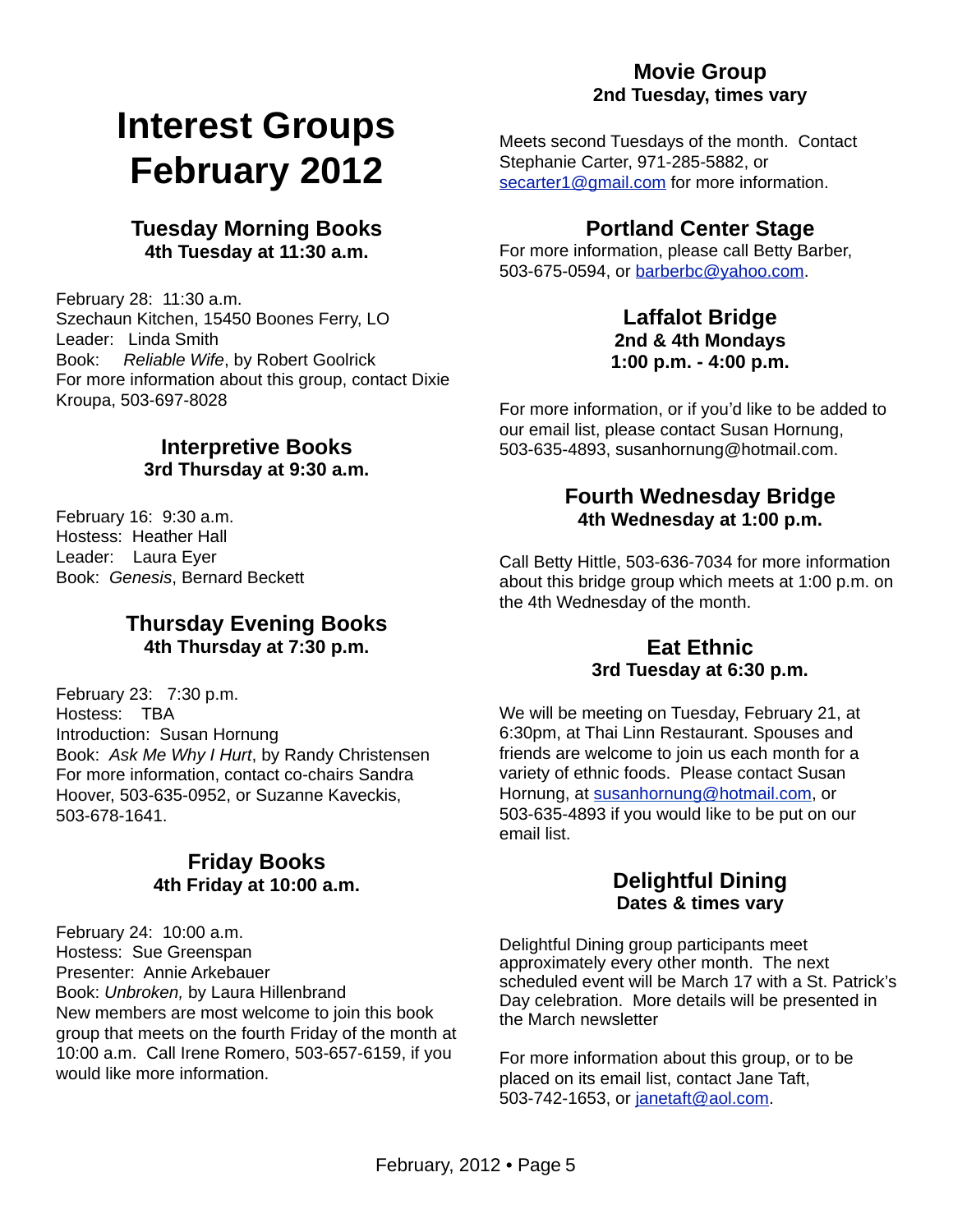# Interest Groups February 2012

## Tuesday Morning Books
**4th Tuesday at 11:30 a.m.**

February 28: 11:30 a.m.
Szechaun Kitchen, 15450 Boones Ferry, LO
Leader: Linda Smith
Book: *Reliable Wife*, by Robert Goolrick
For more information about this group, contact Dixie Kroupa, 503-697-8028

## Interpretive Books
**3rd Thursday at 9:30 a.m.**

February 16: 9:30 a.m.
Hostess: Heather Hall
Leader: Laura Eyer
Book: *Genesis*, Bernard Beckett

## Thursday Evening Books
**4th Thursday at 7:30 p.m.**

February 23: 7:30 p.m.
Hostess: TBA
Introduction: Susan Hornung
Book: *Ask Me Why I Hurt*, by Randy Christensen
For more information, contact co-chairs Sandra Hoover, 503-635-0952, or Suzanne Kaveckis, 503-678-1641.

## Friday Books
**4th Friday at 10:00 a.m.**

February 24: 10:00 a.m.
Hostess: Sue Greenspan
Presenter: Annie Arkebauer
Book: *Unbroken,* by Laura Hillenbrand
New members are most welcome to join this book group that meets on the fourth Friday of the month at 10:00 a.m. Call Irene Romero, 503-657-6159, if you would like more information.

## Movie Group
**2nd Tuesday, times vary**

Meets second Tuesdays of the month. Contact Stephanie Carter, 971-285-5882, or secarter1@gmail.com for more information.

## Portland Center Stage
For more information, please call Betty Barber, 503-675-0594, or barberbc@yahoo.com.

## Laffalot Bridge
**2nd & 4th Mondays**
**1:00 p.m. - 4:00 p.m.**

For more information, or if you'd like to be added to our email list, please contact Susan Hornung, 503-635-4893, susanhornung@hotmail.com.

## Fourth Wednesday Bridge
**4th Wednesday at 1:00 p.m.**

Call Betty Hittle, 503-636-7034 for more information about this bridge group which meets at 1:00 p.m. on the 4th Wednesday of the month.

## Eat Ethnic
**3rd Tuesday at 6:30 p.m.**

We will be meeting on Tuesday, February 21, at 6:30pm, at Thai Linn Restaurant. Spouses and friends are welcome to join us each month for a variety of ethnic foods. Please contact Susan Hornung, at susanhornung@hotmail.com, or 503-635-4893 if you would like to be put on our email list.

## Delightful Dining
**Dates & times vary**

Delightful Dining group participants meet approximately every other month. The next scheduled event will be March 17 with a St. Patrick's Day celebration. More details will be presented in the March newsletter

For more information about this group, or to be placed on its email list, contact Jane Taft, 503-742-1653, or janetaft@aol.com.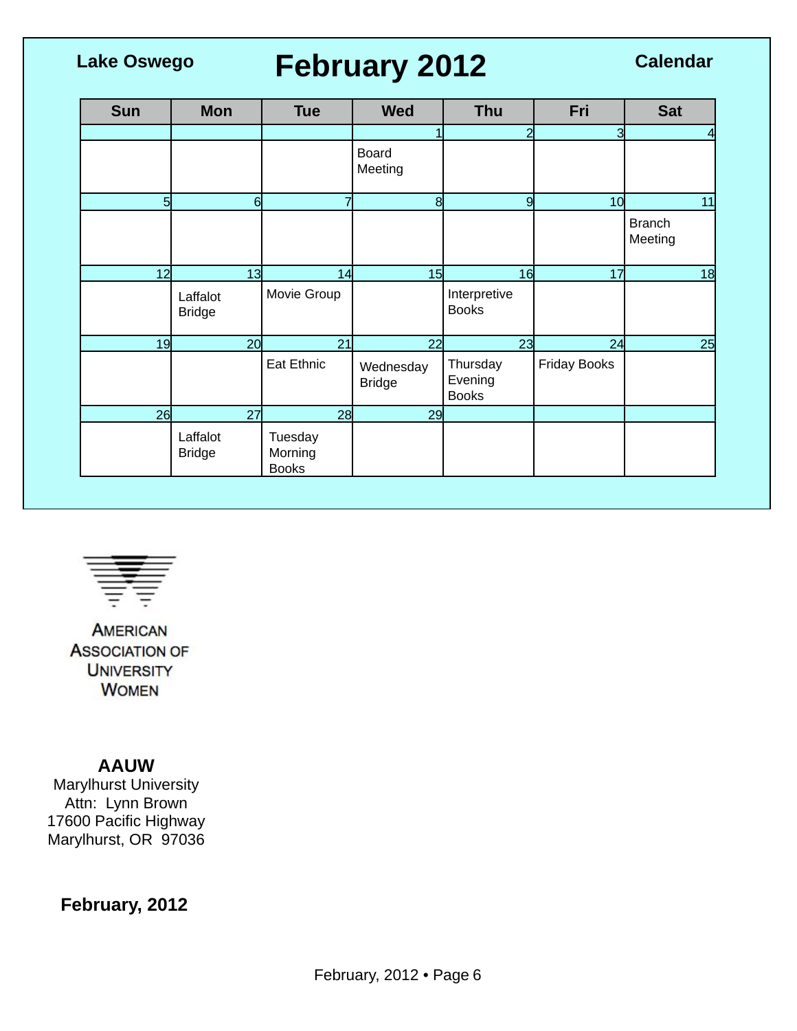**Lake Oswego** 

# February 2012

**Calendar**

| Sun | Mon | Tue | Wed | Thu | Fri | Sat |
|---|---|---|---|---|---|---|
| | | | 1 | 2 | 3 | 4 |
| | | | Board Meeting | | | |
| 5 | 6 | 7 | 8 | 9 | 10 | 11 |
| | | | | | | Branch Meeting |
| 12 | 13 | 14 | 15 | 16 | 17 | 18 |
| | Laffalot Bridge | Movie Group | | Interpretive Books | | |
| 19 | 20 | 21 | 22 | 23 | 24 | 25 |
| | | Eat Ethnic | Wednesday Bridge | Thursday Evening Books | Friday Books | |
| 26 | 27 | 28 | 29 | | | |
| | Laffalot Bridge | Tuesday Morning Books | | | | |

AMERICAN ASSOCIATION OF UNIVERSITY WOMEN

**AAUW**
Marylhurst University
Attn: Lynn Brown
17600 Pacific Highway
Marylhurst, OR 97036

**February, 2012**